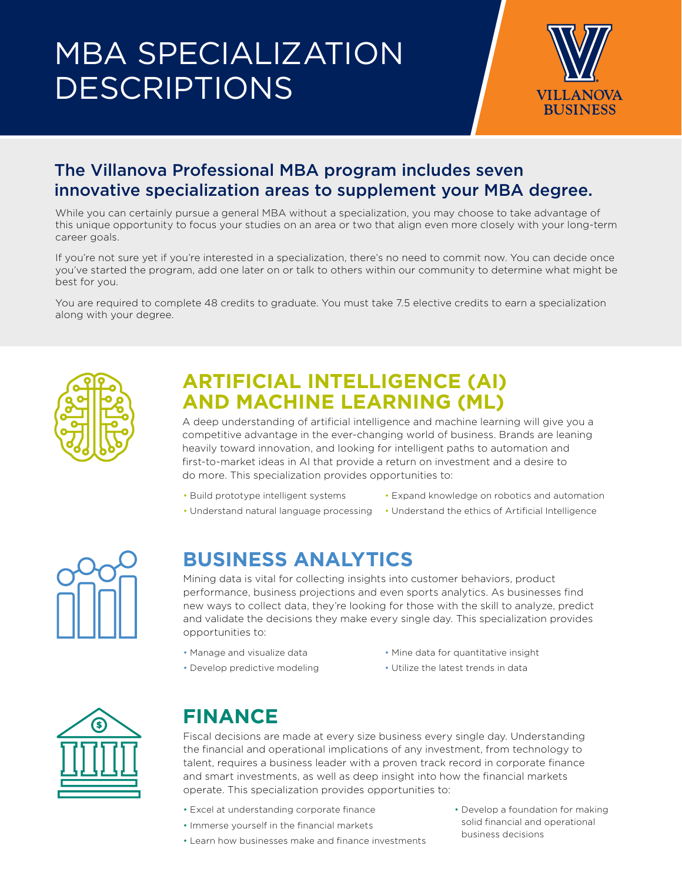# MBA SPECIALIZATION DESCRIPTIONS

VILLANOVA BUSINESS

## The Villanova Professional MBA program includes seven innovative specialization areas to supplement your MBA degree.

While you can certainly pursue a general MBA without a specialization, you may choose to take advantage of this unique opportunity to focus your studies on an area or two that align even more closely with your long-term career goals.

If you're not sure yet if you're interested in a specialization, there's no need to commit now. You can decide once you've started the program, add one later on or talk to others within our community to determine what might be best for you.

You are required to complete 48 credits to graduate. You must take 7.5 elective credits to earn a specialization along with your degree.

## ARTIFICIAL INTELLIGENCE (AI) AND MACHINE LEARNING (ML)

A deep understanding of artificial intelligence and machine learning will give you a competitive advantage in the ever-changing world of business. Brands are leaning heavily toward innovation, and looking for intelligent paths to automation and first-to-market ideas in AI that provide a return on investment and a desire to do more. This specialization provides opportunities to:

- Build prototype intelligent systems
- Understand natural language processing
- Expand knowledge on robotics and automation
- Understand the ethics of Artificial Intelligence

## BUSINESS ANALYTICS

Mining data is vital for collecting insights into customer behaviors, product performance, business projections and even sports analytics. As businesses find new ways to collect data, they're looking for those with the skill to analyze, predict and validate the decisions they make every single day. This specialization provides opportunities to:

- Manage and visualize data
- Develop predictive modeling
- Mine data for quantitative insight
- Utilize the latest trends in data

## FINANCE

Fiscal decisions are made at every size business every single day. Understanding the financial and operational implications of any investment, from technology to talent, requires a business leader with a proven track record in corporate finance and smart investments, as well as deep insight into how the financial markets operate. This specialization provides opportunities to:

- Excel at understanding corporate finance
- Immerse yourself in the financial markets
- Learn how businesses make and finance investments
- Develop a foundation for making solid financial and operational business decisions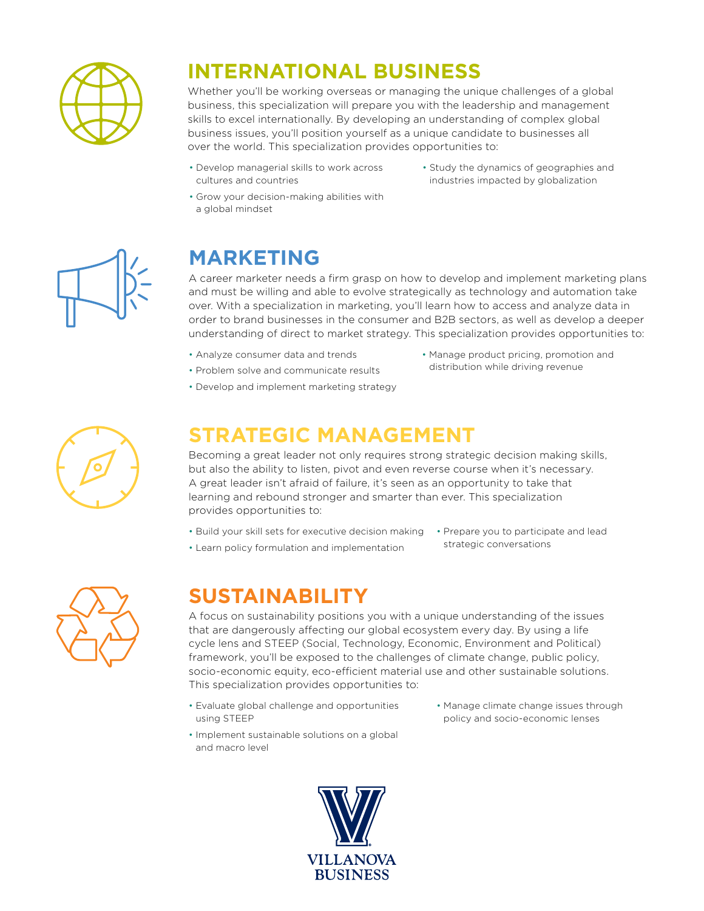## INTERNATIONAL BUSINESS

Whether you'll be working overseas or managing the unique challenges of a global business, this specialization will prepare you with the leadership and management skills to excel internationally. By developing an understanding of complex global business issues, you'll position yourself as a unique candidate to businesses all over the world. This specialization provides opportunities to:

- Develop managerial skills to work across cultures and countries
- Grow your decision-making abilities with a global mindset
- Study the dynamics of geographies and industries impacted by globalization

## MARKETING

A career marketer needs a firm grasp on how to develop and implement marketing plans and must be willing and able to evolve strategically as technology and automation take over. With a specialization in marketing, you'll learn how to access and analyze data in order to brand businesses in the consumer and B2B sectors, as well as develop a deeper understanding of direct to market strategy. This specialization provides opportunities to:

- Analyze consumer data and trends
- Problem solve and communicate results
- Develop and implement marketing strategy
- Manage product pricing, promotion and distribution while driving revenue

## STRATEGIC MANAGEMENT

Becoming a great leader not only requires strong strategic decision making skills, but also the ability to listen, pivot and even reverse course when it's necessary. A great leader isn't afraid of failure, it's seen as an opportunity to take that learning and rebound stronger and smarter than ever. This specialization provides opportunities to:

- Build your skill sets for executive decision making
- Learn policy formulation and implementation
- Prepare you to participate and lead strategic conversations

## SUSTAINABILITY

A focus on sustainability positions you with a unique understanding of the issues that are dangerously affecting our global ecosystem every day. By using a life cycle lens and STEEP (Social, Technology, Economic, Environment and Political) framework, you'll be exposed to the challenges of climate change, public policy, socio-economic equity, eco-efficient material use and other sustainable solutions. This specialization provides opportunities to:

- Evaluate global challenge and opportunities using STEEP
- Implement sustainable solutions on a global and macro level
- Manage climate change issues through policy and socio-economic lenses

VILLANOVA BUSINESS